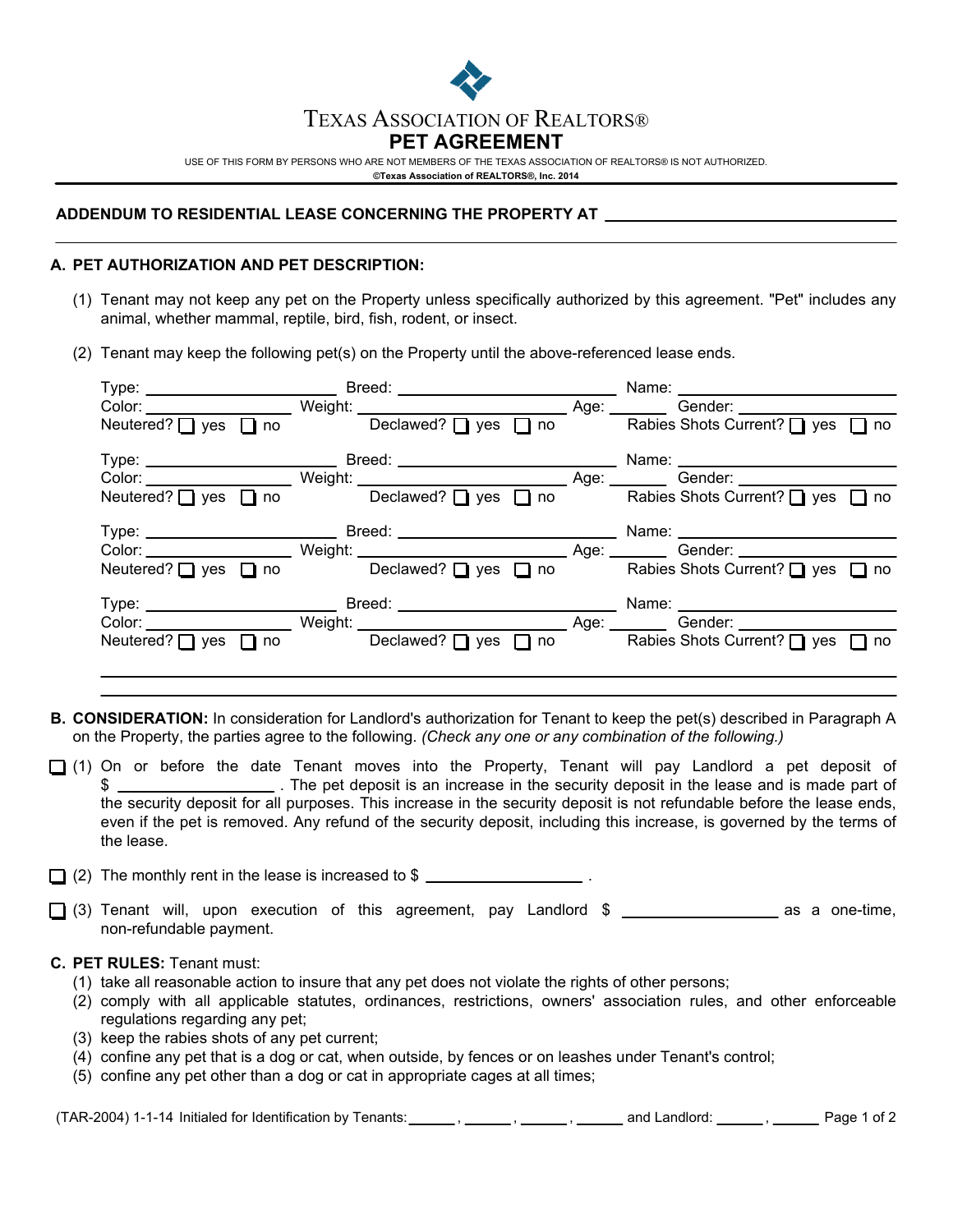TEXAS ASSOCIATION OF REALTORS®

# PET AGREEMENT

USE OF THIS FORM BY PERSONS WHO ARE NOT MEMBERS OF THE TEXAS ASSOCIATION OF REALTORS® IS NOT AUTHORIZED.
**©Texas Association of REALTORS®, Inc. 2014**

**ADDENDUM TO RESIDENTIAL LEASE CONCERNING THE PROPERTY AT** ______________________________

______________________________________________________________________________

**A. PET AUTHORIZATION AND PET DESCRIPTION:**

(1) Tenant may not keep any pet on the Property unless specifically authorized by this agreement. "Pet" includes any animal, whether mammal, reptile, bird, fish, rodent, or insect.

(2) Tenant may keep the following pet(s) on the Property until the above-referenced lease ends.

Type: ____________ Breed: ____________ Name: ____________
Color: ____________ Weight: ____________ Age: ______ Gender: ____________
Neutered? ☐ yes ☐ no Declawed? ☐ yes ☐ no Rabies Shots Current? ☐ yes ☐ no

Type: ____________ Breed: ____________ Name: ____________
Color: ____________ Weight: ____________ Age: ______ Gender: ____________
Neutered? ☐ yes ☐ no Declawed? ☐ yes ☐ no Rabies Shots Current? ☐ yes ☐ no

Type: ____________ Breed: ____________ Name: ____________
Color: ____________ Weight: ____________ Age: ______ Gender: ____________
Neutered? ☐ yes ☐ no Declawed? ☐ yes ☐ no Rabies Shots Current? ☐ yes ☐ no

Type: ____________ Breed: ____________ Name: ____________
Color: ____________ Weight: ____________ Age: ______ Gender: ____________
Neutered? ☐ yes ☐ no Declawed? ☐ yes ☐ no Rabies Shots Current? ☐ yes ☐ no

______________________________________________________________________________

______________________________________________________________________________

**B. CONSIDERATION:** In consideration for Landlord's authorization for Tenant to keep the pet(s) described in Paragraph A on the Property, the parties agree to the following. *(Check any one or any combination of the following.)*

☐ (1) On or before the date Tenant moves into the Property, Tenant will pay Landlord a pet deposit of $ ____________ . The pet deposit is an increase in the security deposit in the lease and is made part of the security deposit for all purposes. This increase in the security deposit is not refundable before the lease ends, even if the pet is removed. Any refund of the security deposit, including this increase, is governed by the terms of the lease.

☐ (2) The monthly rent in the lease is increased to $ ____________ .

☐ (3) Tenant will, upon execution of this agreement, pay Landlord $ ____________ as a one-time, non-refundable payment.

**C. PET RULES:** Tenant must:

(1) take all reasonable action to insure that any pet does not violate the rights of other persons;
(2) comply with all applicable statutes, ordinances, restrictions, owners' association rules, and other enforceable regulations regarding any pet;
(3) keep the rabies shots of any pet current;
(4) confine any pet that is a dog or cat, when outside, by fences or on leashes under Tenant's control;
(5) confine any pet other than a dog or cat in appropriate cages at all times;

(TAR-2004) 1-1-14 Initialed for Identification by Tenants: ______, ______, ______, ______ and Landlord: ______, ______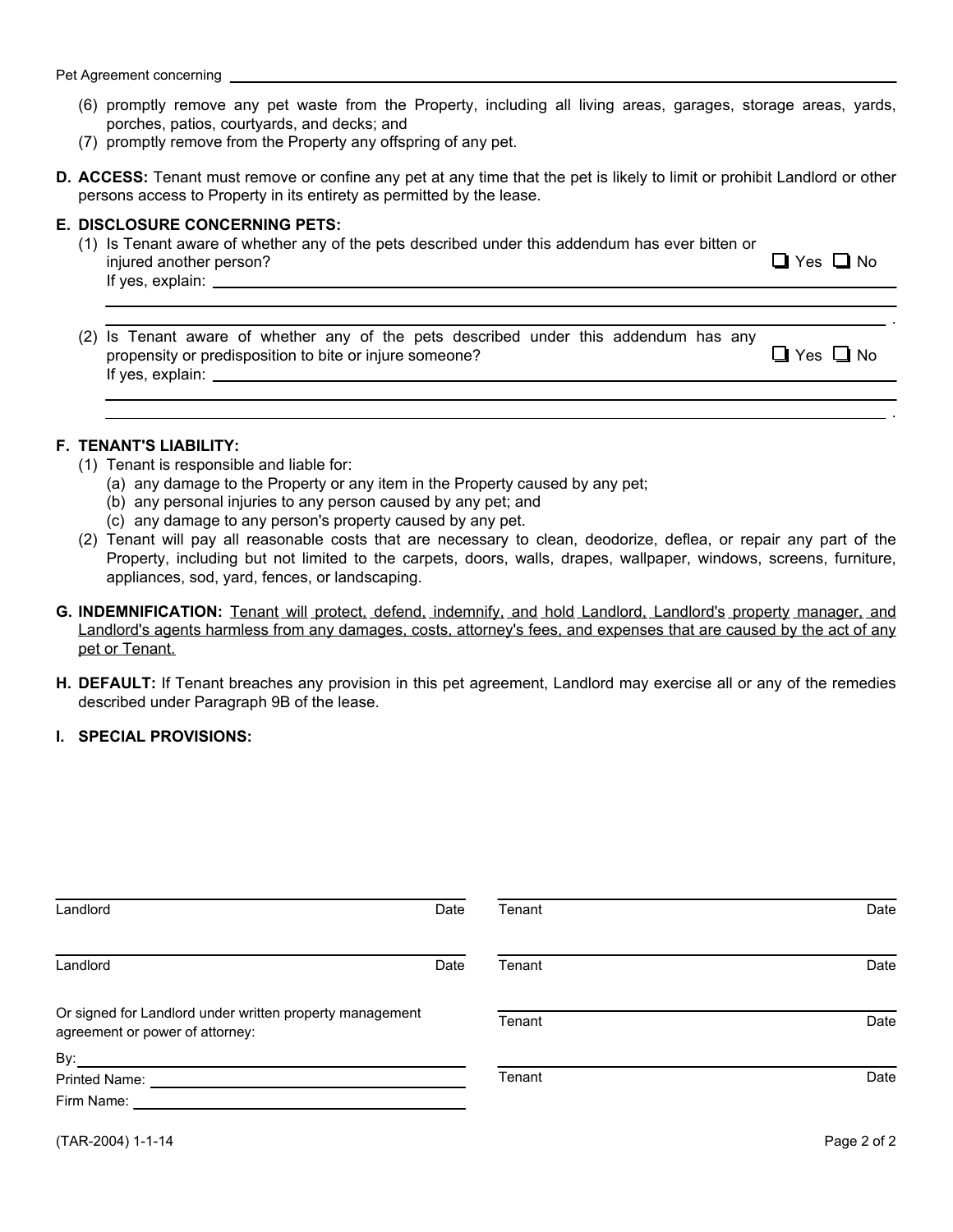Pet Agreement concerning ______________________________________________

(6) promptly remove any pet waste from the Property, including all living areas, garages, storage areas, yards, porches, patios, courtyards, and decks; and
(7) promptly remove from the Property any offspring of any pet.

**D. ACCESS:** Tenant must remove or confine any pet at any time that the pet is likely to limit or prohibit Landlord or other persons access to Property in its entirety as permitted by the lease.

**E. DISCLOSURE CONCERNING PETS:**

(1) Is Tenant aware of whether any of the pets described under this addendum has ever bitten or injured another person? ☐ Yes ☐ No
If yes, explain: ______________________________________________
______________________________________________
______________________________________________.

(2) Is Tenant aware of whether any of the pets described under this addendum has any propensity or predisposition to bite or injure someone? ☐ Yes ☐ No
If yes, explain: ______________________________________________
______________________________________________
______________________________________________.

**F. TENANT'S LIABILITY:**

(1) Tenant is responsible and liable for:
   (a) any damage to the Property or any item in the Property caused by any pet;
   (b) any personal injuries to any person caused by any pet; and
   (c) any damage to any person's property caused by any pet.
(2) Tenant will pay all reasonable costs that are necessary to clean, deodorize, deflea, or repair any part of the Property, including but not limited to the carpets, doors, walls, drapes, wallpaper, windows, screens, furniture, appliances, sod, yard, fences, or landscaping.

**G. INDEMNIFICATION:** Tenant will protect, defend, indemnify, and hold Landlord, Landlord's property manager, and Landlord's agents harmless from any damages, costs, attorney's fees, and expenses that are caused by the act of any pet or Tenant.

**H. DEFAULT:** If Tenant breaches any provision in this pet agreement, Landlord may exercise all or any of the remedies described under Paragraph 9B of the lease.

**I. SPECIAL PROVISIONS:**

| | | | |
|---|---|---|---|
| Landlord | Date | Tenant | Date |
| Landlord | Date | Tenant | Date |
| Or signed for Landlord under written property management agreement or power of attorney: | | Tenant | Date |
| By: ____________________ | | Tenant | Date |
| Printed Name: ____________________ | | | |
| Firm Name: ____________________ | | | |

(TAR-2004) 1-1-14